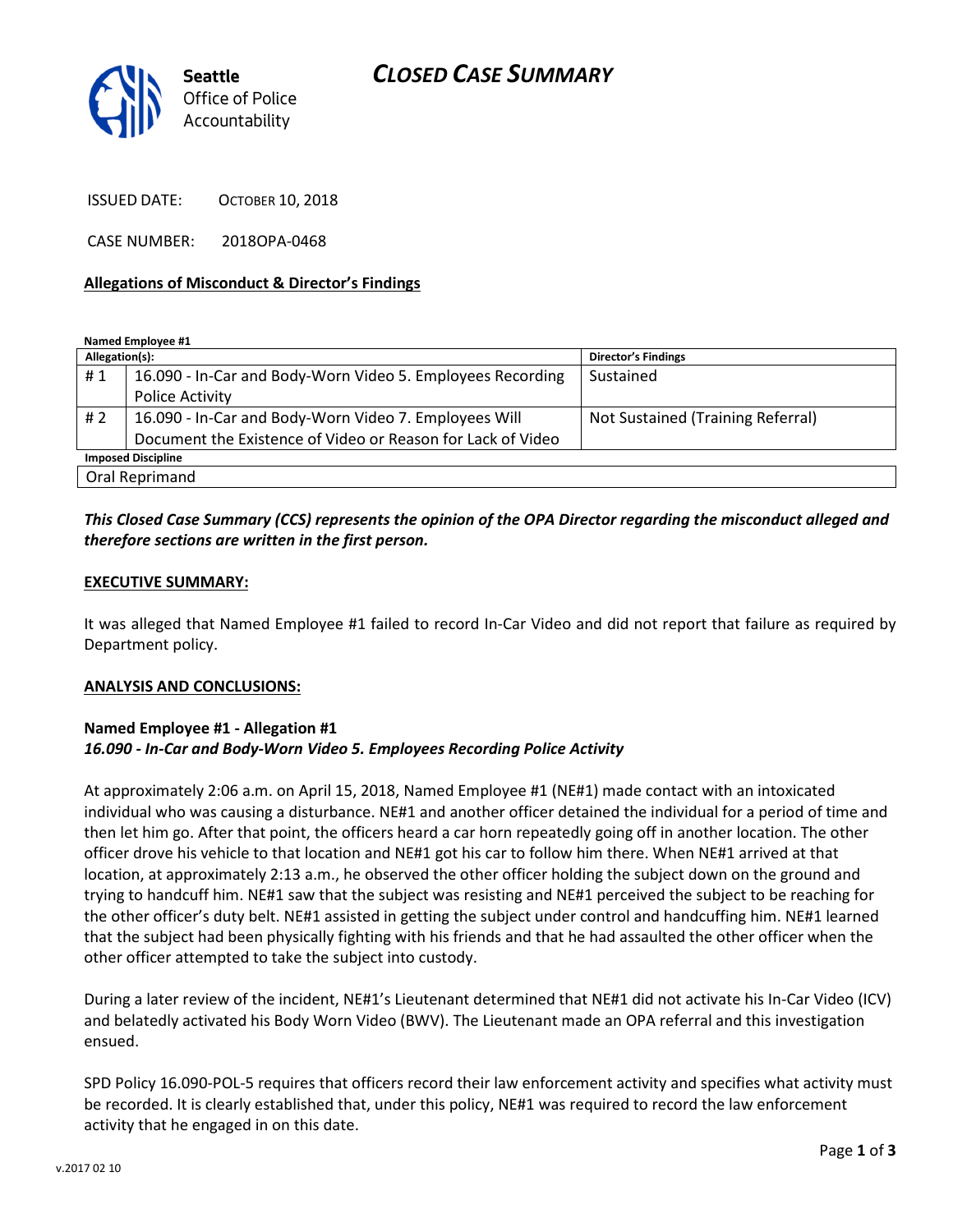Seattle Office of Police Accountability

# CLOSED CASE SUMMARY

ISSUED DATE: OCTOBER 10, 2018

CASE NUMBER: 2018OPA-0468

**Allegations of Misconduct & Director's Findings**

**Named Employee #1**

| Allegation(s): | | Director's Findings |
|---|---|---|
| # 1 | 16.090 - In-Car and Body-Worn Video 5. Employees Recording Police Activity | Sustained |
| # 2 | 16.090 - In-Car and Body-Worn Video 7. Employees Will Document the Existence of Video or Reason for Lack of Video | Not Sustained (Training Referral) |
| **Imposed Discipline** | | |
| Oral Reprimand | | |

***This Closed Case Summary (CCS) represents the opinion of the OPA Director regarding the misconduct alleged and therefore sections are written in the first person.***

**EXECUTIVE SUMMARY:**

It was alleged that Named Employee #1 failed to record In-Car Video and did not report that failure as required by Department policy.

**ANALYSIS AND CONCLUSIONS:**

**Named Employee #1 - Allegation #1**
***16.090 - In-Car and Body-Worn Video 5. Employees Recording Police Activity***

At approximately 2:06 a.m. on April 15, 2018, Named Employee #1 (NE#1) made contact with an intoxicated individual who was causing a disturbance. NE#1 and another officer detained the individual for a period of time and then let him go. After that point, the officers heard a car horn repeatedly going off in another location. The other officer drove his vehicle to that location and NE#1 got his car to follow him there. When NE#1 arrived at that location, at approximately 2:13 a.m., he observed the other officer holding the subject down on the ground and trying to handcuff him. NE#1 saw that the subject was resisting and NE#1 perceived the subject to be reaching for the other officer's duty belt. NE#1 assisted in getting the subject under control and handcuffing him. NE#1 learned that the subject had been physically fighting with his friends and that he had assaulted the other officer when the other officer attempted to take the subject into custody.

During a later review of the incident, NE#1's Lieutenant determined that NE#1 did not activate his In-Car Video (ICV) and belatedly activated his Body Worn Video (BWV). The Lieutenant made an OPA referral and this investigation ensued.

SPD Policy 16.090-POL-5 requires that officers record their law enforcement activity and specifies what activity must be recorded. It is clearly established that, under this policy, NE#1 was required to record the law enforcement activity that he engaged in on this date.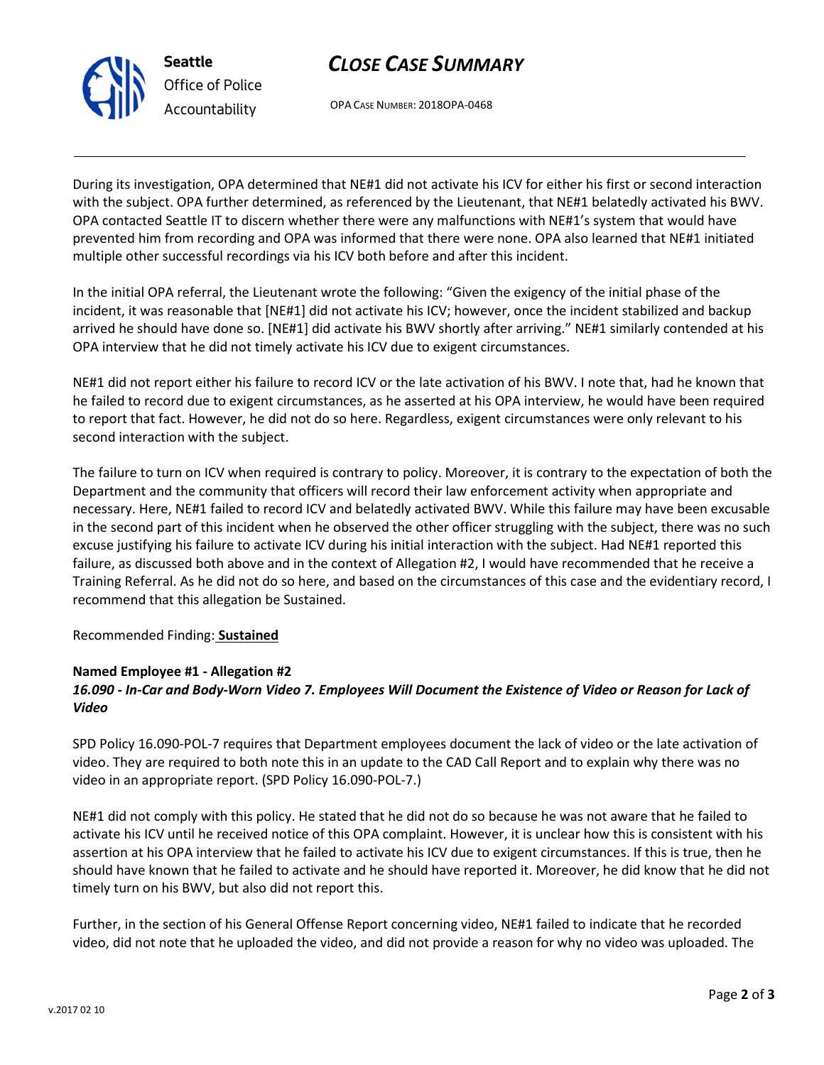During its investigation, OPA determined that NE#1 did not activate his ICV for either his first or second interaction with the subject. OPA further determined, as referenced by the Lieutenant, that NE#1 belatedly activated his BWV. OPA contacted Seattle IT to discern whether there were any malfunctions with NE#1's system that would have prevented him from recording and OPA was informed that there were none. OPA also learned that NE#1 initiated multiple other successful recordings via his ICV both before and after this incident.

In the initial OPA referral, the Lieutenant wrote the following: "Given the exigency of the initial phase of the incident, it was reasonable that [NE#1] did not activate his ICV; however, once the incident stabilized and backup arrived he should have done so. [NE#1] did activate his BWV shortly after arriving." NE#1 similarly contended at his OPA interview that he did not timely activate his ICV due to exigent circumstances.

NE#1 did not report either his failure to record ICV or the late activation of his BWV. I note that, had he known that he failed to record due to exigent circumstances, as he asserted at his OPA interview, he would have been required to report that fact. However, he did not do so here. Regardless, exigent circumstances were only relevant to his second interaction with the subject.

The failure to turn on ICV when required is contrary to policy. Moreover, it is contrary to the expectation of both the Department and the community that officers will record their law enforcement activity when appropriate and necessary. Here, NE#1 failed to record ICV and belatedly activated BWV. While this failure may have been excusable in the second part of this incident when he observed the other officer struggling with the subject, there was no such excuse justifying his failure to activate ICV during his initial interaction with the subject. Had NE#1 reported this failure, as discussed both above and in the context of Allegation #2, I would have recommended that he receive a Training Referral. As he did not do so here, and based on the circumstances of this case and the evidentiary record, I recommend that this allegation be Sustained.

Recommended Finding: **Sustained**

**Named Employee #1 - Allegation #2**
***16.090 - In-Car and Body-Worn Video 7. Employees Will Document the Existence of Video or Reason for Lack of Video***

SPD Policy 16.090-POL-7 requires that Department employees document the lack of video or the late activation of video. They are required to both note this in an update to the CAD Call Report and to explain why there was no video in an appropriate report. (SPD Policy 16.090-POL-7.)

NE#1 did not comply with this policy. He stated that he did not do so because he was not aware that he failed to activate his ICV until he received notice of this OPA complaint. However, it is unclear how this is consistent with his assertion at his OPA interview that he failed to activate his ICV due to exigent circumstances. If this is true, then he should have known that he failed to activate and he should have reported it. Moreover, he did know that he did not timely turn on his BWV, but also did not report this.

Further, in the section of his General Offense Report concerning video, NE#1 failed to indicate that he recorded video, did not note that he uploaded the video, and did not provide a reason for why no video was uploaded. The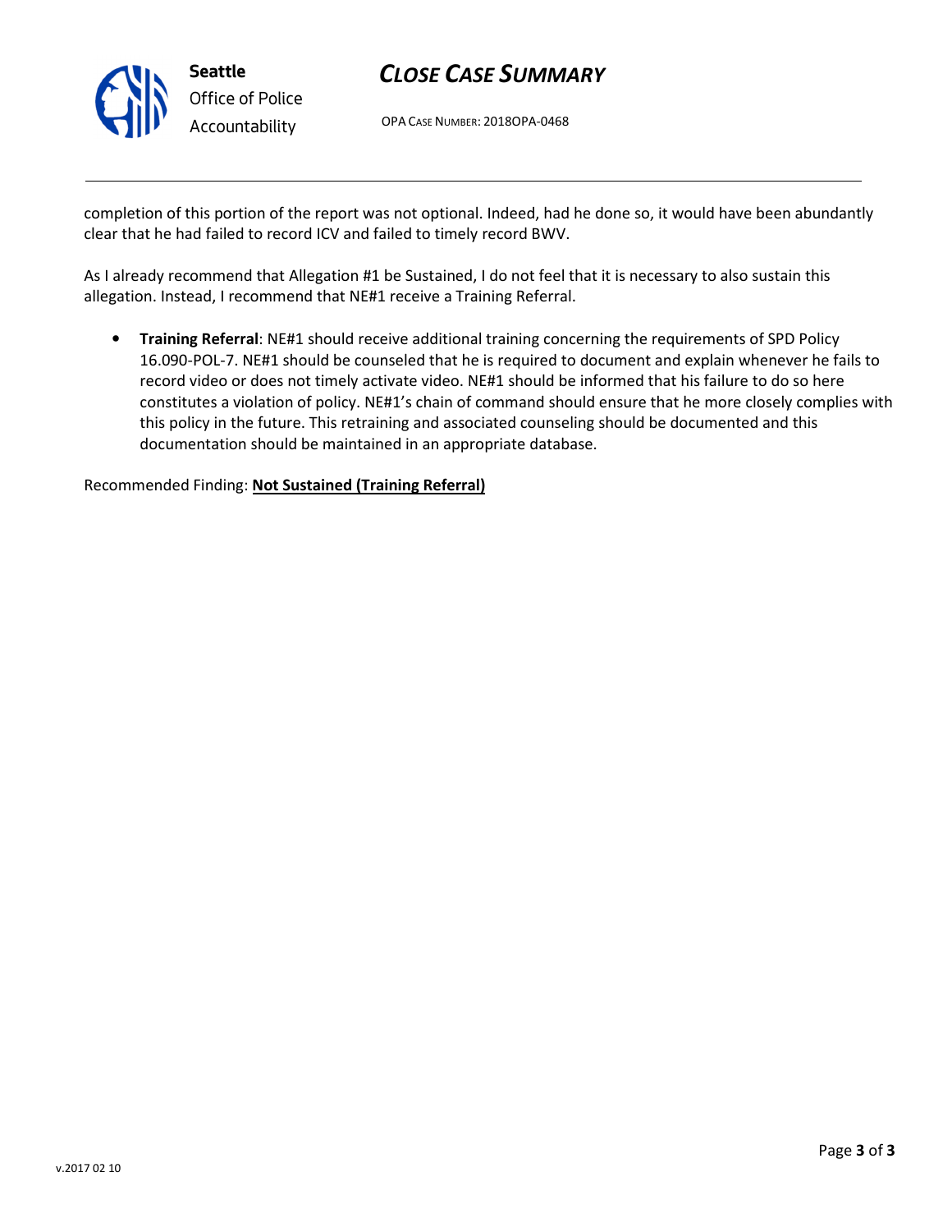completion of this portion of the report was not optional. Indeed, had he done so, it would have been abundantly clear that he had failed to record ICV and failed to timely record BWV.

As I already recommend that Allegation #1 be Sustained, I do not feel that it is necessary to also sustain this allegation. Instead, I recommend that NE#1 receive a Training Referral.

- **Training Referral**: NE#1 should receive additional training concerning the requirements of SPD Policy 16.090-POL-7. NE#1 should be counseled that he is required to document and explain whenever he fails to record video or does not timely activate video. NE#1 should be informed that his failure to do so here constitutes a violation of policy. NE#1's chain of command should ensure that he more closely complies with this policy in the future. This retraining and associated counseling should be documented and this documentation should be maintained in an appropriate database.

Recommended Finding: **Not Sustained (Training Referral)**